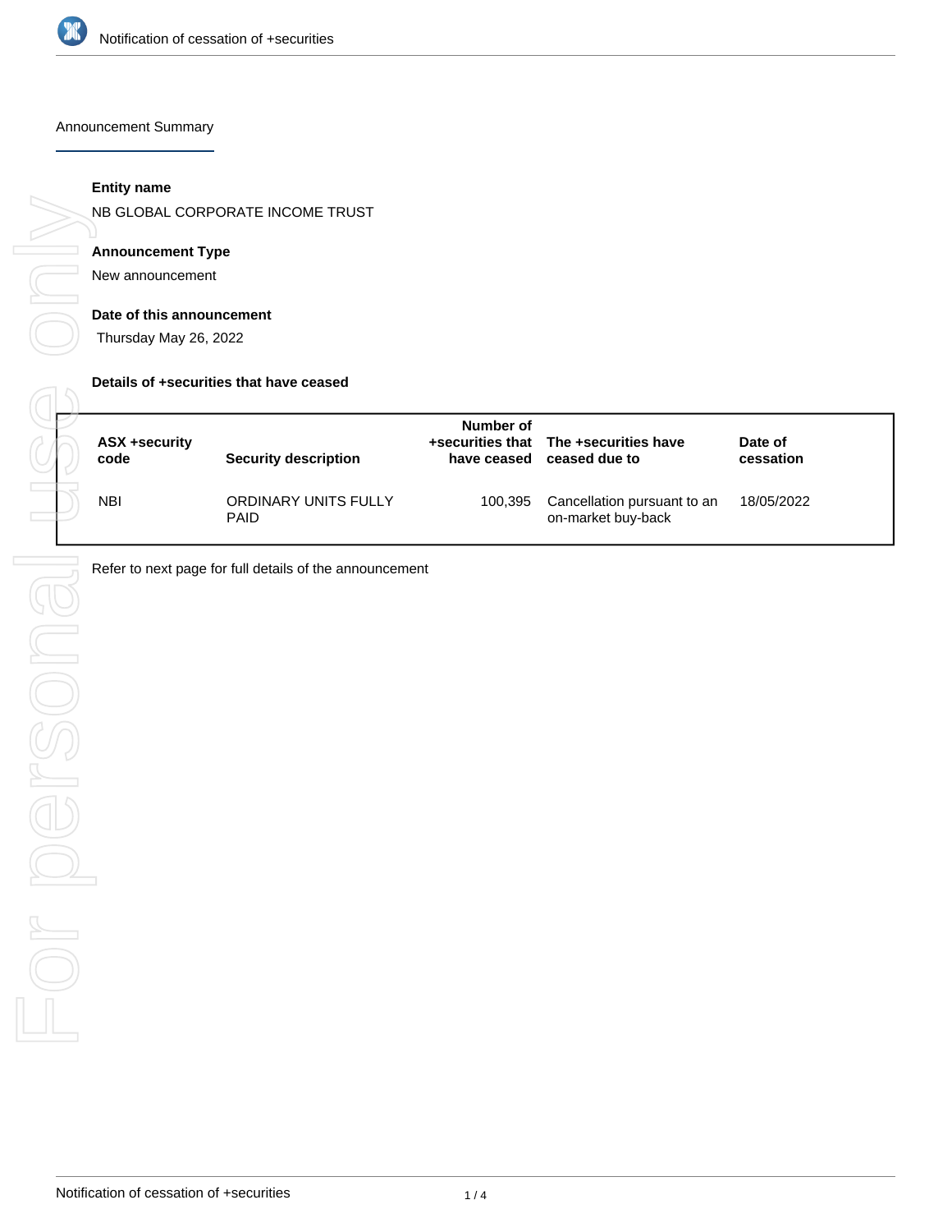# Notification of cessation of +securities

## Announcement Summary

**Entity name**

NB GLOBAL CORPORATE INCOME TRUST

**Announcement Type**

New announcement

**Date of this announcement**

Thursday May 26, 2022

**Details of +securities that have ceased**

| ASX +security code | Security description | Number of +securities that have ceased | The +securities have ceased due to | Date of cessation |
|---|---|---|---|---|
| NBI | ORDINARY UNITS FULLY PAID | 100,395 | Cancellation pursuant to an on-market buy-back | 18/05/2022 |

Refer to next page for full details of the announcement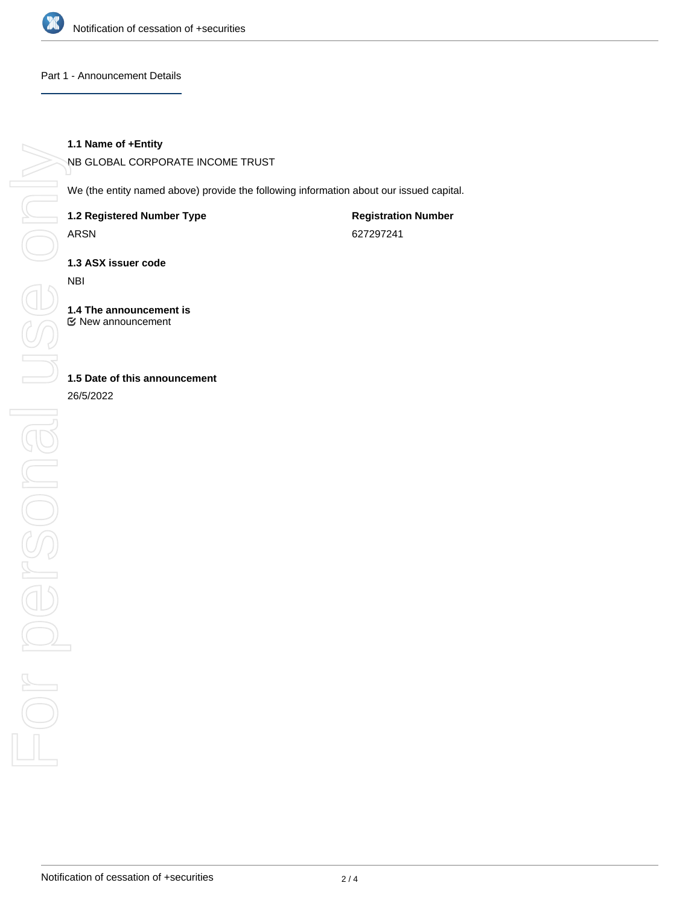## Part 1 - Announcement Details

**1.1 Name of +Entity**

NB GLOBAL CORPORATE INCOME TRUST

We (the entity named above) provide the following information about our issued capital.

**1.2 Registered Number Type**

ARSN

**Registration Number**

627297241

**1.3 ASX issuer code**

NBI

**1.4 The announcement is**

☑ New announcement

**1.5 Date of this announcement**

26/5/2022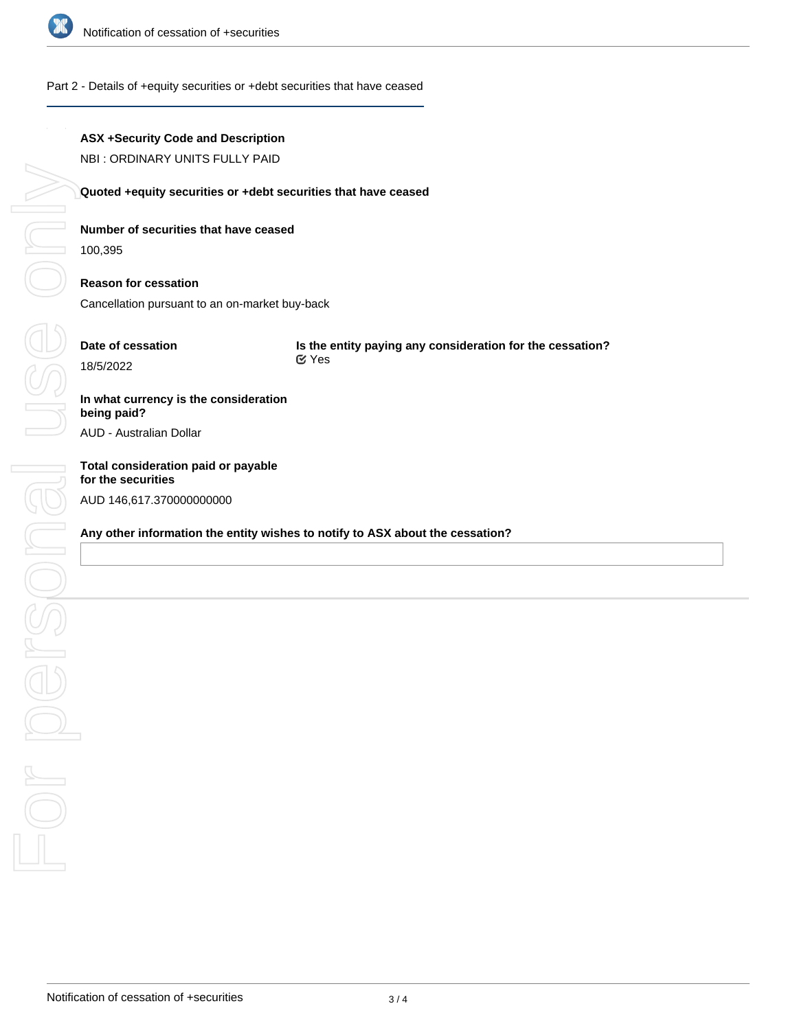## Part 2 - Details of +equity securities or +debt securities that have ceased

**ASX +Security Code and Description**

NBI : ORDINARY UNITS FULLY PAID

**Quoted +equity securities or +debt securities that have ceased**

**Number of securities that have ceased**

100,395

**Reason for cessation**

Cancellation pursuant to an on-market buy-back

**Date of cessation**

18/5/2022

**Is the entity paying any consideration for the cessation?**

Yes

**In what currency is the consideration being paid?**

AUD - Australian Dollar

**Total consideration paid or payable for the securities**

AUD 146,617.370000000000

**Any other information the entity wishes to notify to ASX about the cessation?**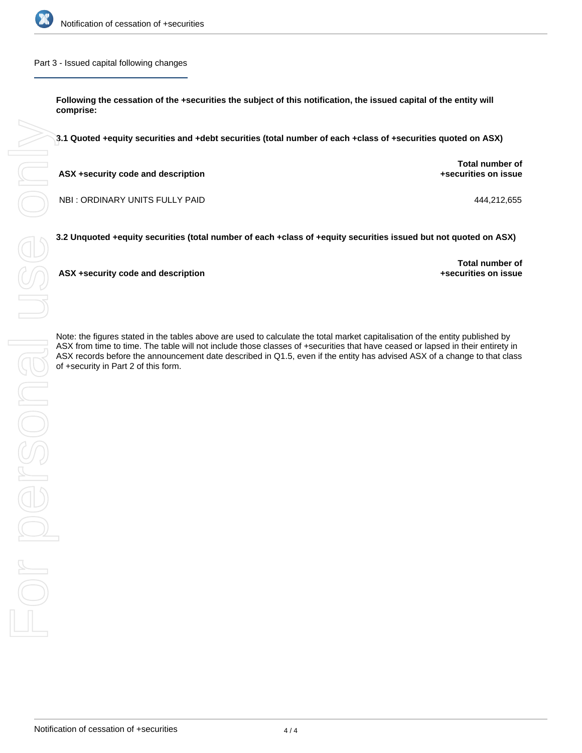## Part 3 - Issued capital following changes

**Following the cessation of the +securities the subject of this notification, the issued capital of the entity will comprise:**

**3.1 Quoted +equity securities and +debt securities (total number of each +class of +securities quoted on ASX)**

| ASX +security code and description | Total number of +securities on issue |
| --- | --- |
| NBI : ORDINARY UNITS FULLY PAID | 444,212,655 |

**3.2 Unquoted +equity securities (total number of each +class of +equity securities issued but not quoted on ASX)**

| ASX +security code and description | Total number of +securities on issue |
| --- | --- |

Note: the figures stated in the tables above are used to calculate the total market capitalisation of the entity published by ASX from time to time. The table will not include those classes of +securities that have ceased or lapsed in their entirety in ASX records before the announcement date described in Q1.5, even if the entity has advised ASX of a change to that class of +security in Part 2 of this form.